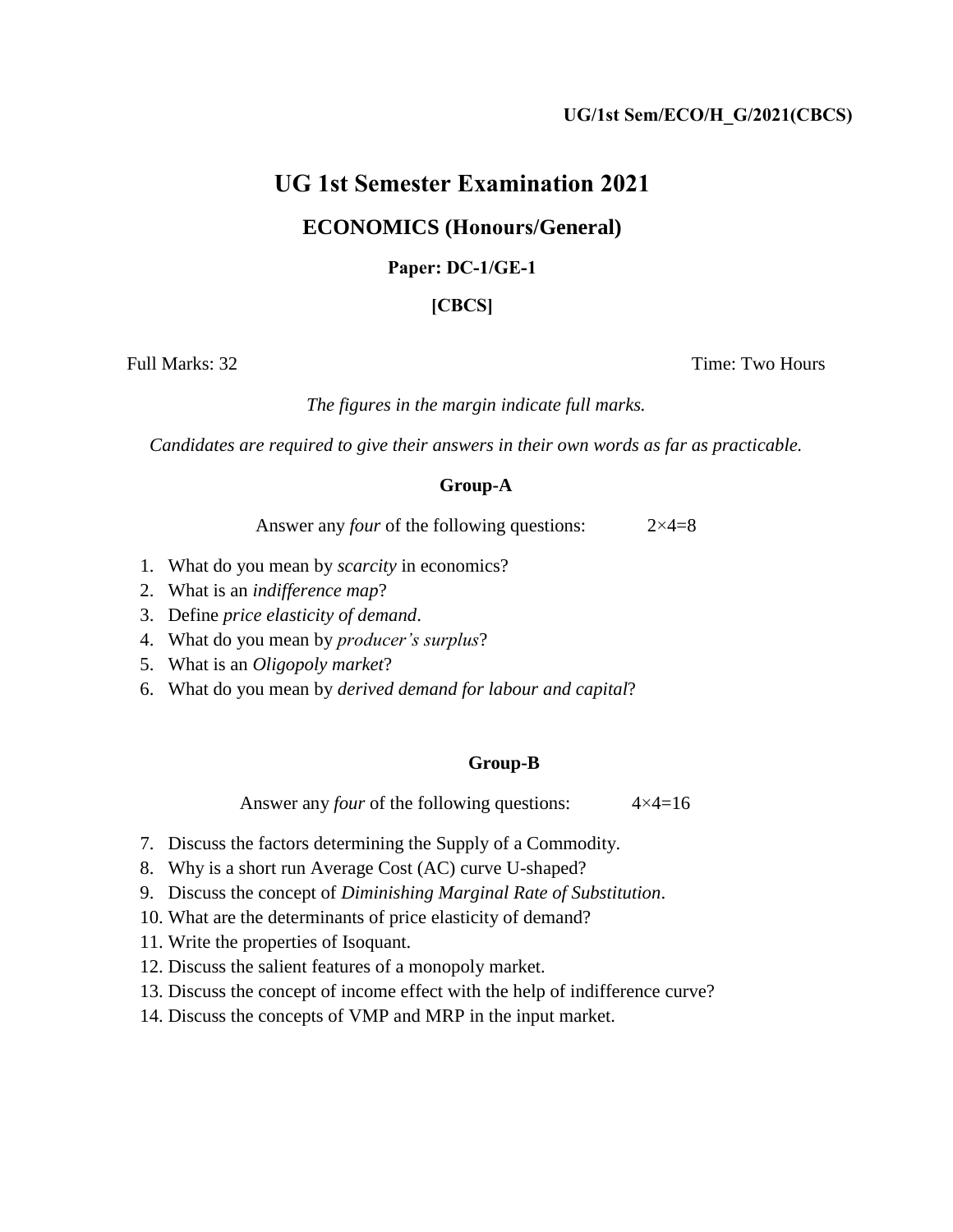UG/1st Sem/ECO/H_G/2021(CBCS)

# UG 1st Semester Examination 2021

## ECONOMICS (Honours/General)

### Paper: DC-1/GE-1

### [CBCS]

Full Marks: 32 Time: Two Hours

*The figures in the margin indicate full marks.*

*Candidates are required to give their answers in their own words as far as practicable.*

### Group-A

Answer any *four* of the following questions: 2×4=8

1. What do you mean by *scarcity* in economics?
2. What is an *indifference map*?
3. Define *price elasticity of demand*.
4. What do you mean by *producer's surplus*?
5. What is an *Oligopoly market*?
6. What do you mean by *derived demand for labour and capital*?

### Group-B

Answer any *four* of the following questions: 4×4=16

7. Discuss the factors determining the Supply of a Commodity.
8. Why is a short run Average Cost (AC) curve U-shaped?
9. Discuss the concept of *Diminishing Marginal Rate of Substitution*.
10. What are the determinants of price elasticity of demand?
11. Write the properties of Isoquant.
12. Discuss the salient features of a monopoly market.
13. Discuss the concept of income effect with the help of indifference curve?
14. Discuss the concepts of VMP and MRP in the input market.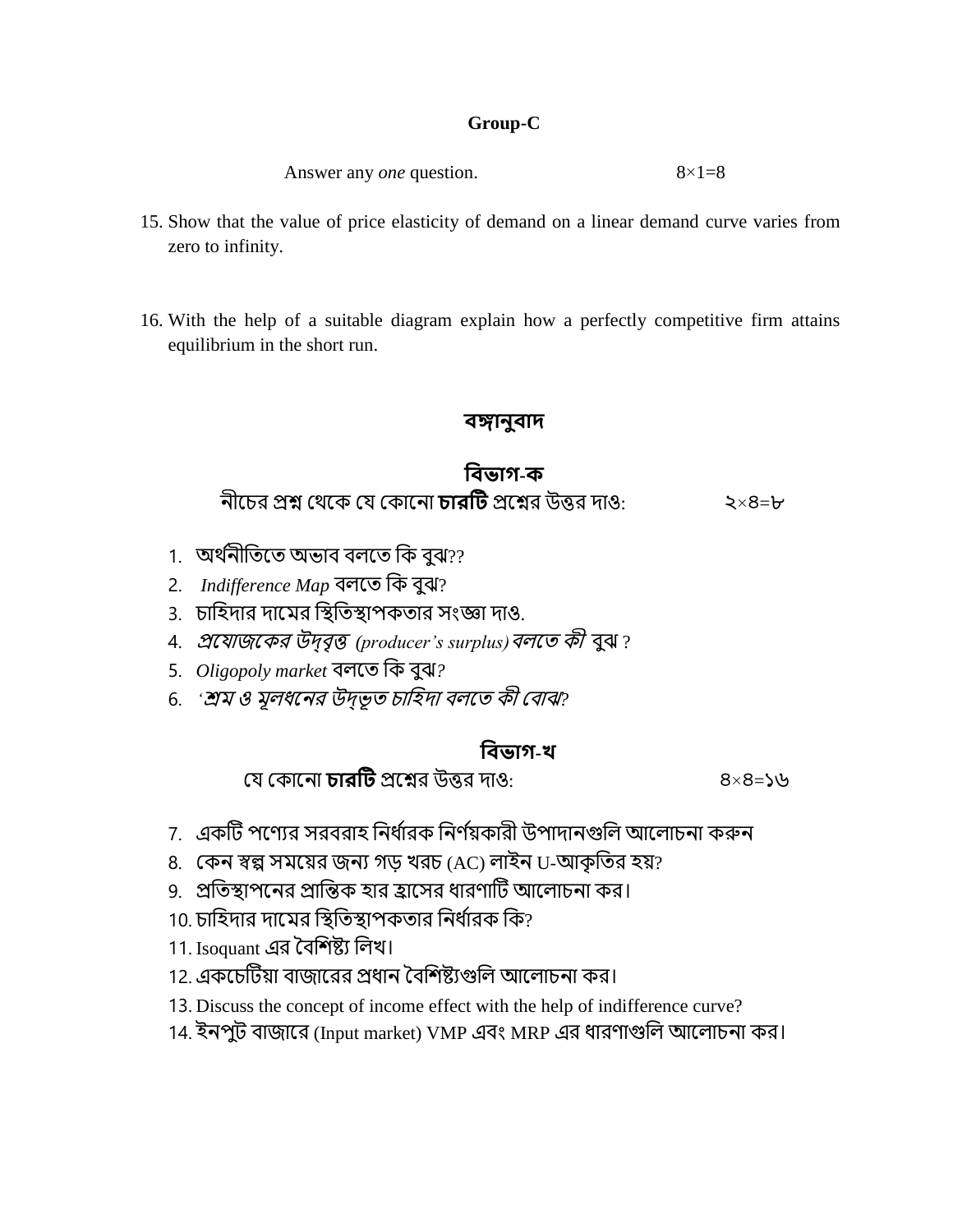## Group-C

Answer any *one* question. $8 \times 1 = 8$

15. Show that the value of price elasticity of demand on a linear demand curve varies from zero to infinity.

16. With the help of a suitable diagram explain how a perfectly competitive firm attains equilibrium in the short run.

## বঙ্গানুবাদ

### বিভাগ-ক

নীচের প্রশ্ন থেকে যে কোনো **চারটি** প্রশ্নের উত্তর দাও: ২×৪=৮

1. অর্থনীতিতে অভাব বলতে কি বুঝ??
2. *Indifference Map* বলতে কি বুঝ?
3. চাহিদার দামের স্থিতিস্থাপকতার সংজ্ঞা দাও.
4. *প্রযোজকের উদ্‌বৃত্ত (producer's surplus) বলতে কী* বুঝ ?
5. *Oligopoly market* বলতে কি বুঝ?
6. *'শ্রম ও মূলধনের উদ্‌ভূত চাহিদা বলতে কী বোঝ?*

### বিভাগ-খ

যে কোনো **চারটি** প্রশ্নের উত্তর দাও: ৪×৪=১৬

7. একটি পণ্যের সরবরাহ নির্ধারক নির্ণয়কারী উপাদানগুলি আলোচনা করুন
8. কেন স্বল্প সময়ের জন্য গড় খরচ (AC) লাইন U-আকৃতির হয়?
9. প্রতিস্থাপনের প্রান্তিক হার হ্রাসের ধারণাটি আলোচনা কর।
10. চাহিদার দামের স্থিতিস্থাপকতার নির্ধারক কি?
11. Isoquant এর বৈশিষ্ট্য লিখ।
12. একচেটিয়া বাজারের প্রধান বৈশিষ্ট্যগুলি আলোচনা কর।
13. Discuss the concept of income effect with the help of indifference curve?
14. ইনপুট বাজারে (Input market) VMP এবং MRP এর ধারণাগুলি আলোচনা কর।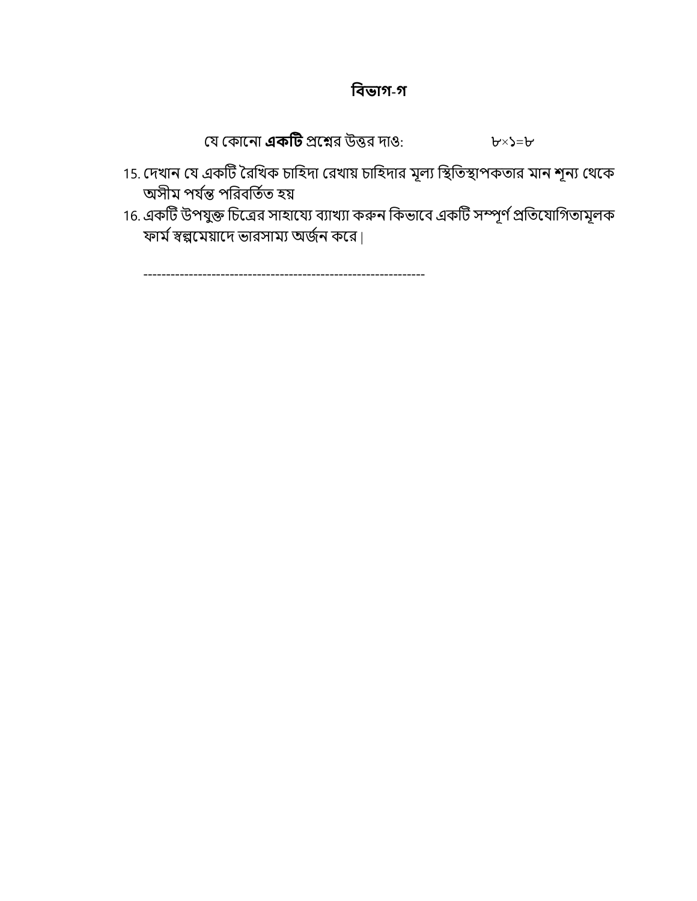## বিভাগ-গ

যে কোনো **একটি** প্রশ্নের উত্তর দাও: ৮×১=৮

15. দেখান যে একটি রৈখিক চাহিদা রেখায় চাহিদার মূল্য স্থিতিস্থাপকতার মান শূন্য থেকে অসীম পর্যন্ত পরিবর্তিত হয়
16. একটি উপযুক্ত চিত্রের সাহায্যে ব্যাখ্যা করুন কিভাবে একটি সম্পূর্ণ প্রতিযোগিতামূলক ফার্ম স্বল্পমেয়াদে ভারসাম্য অর্জন করে।

----------------------------------------------------------------